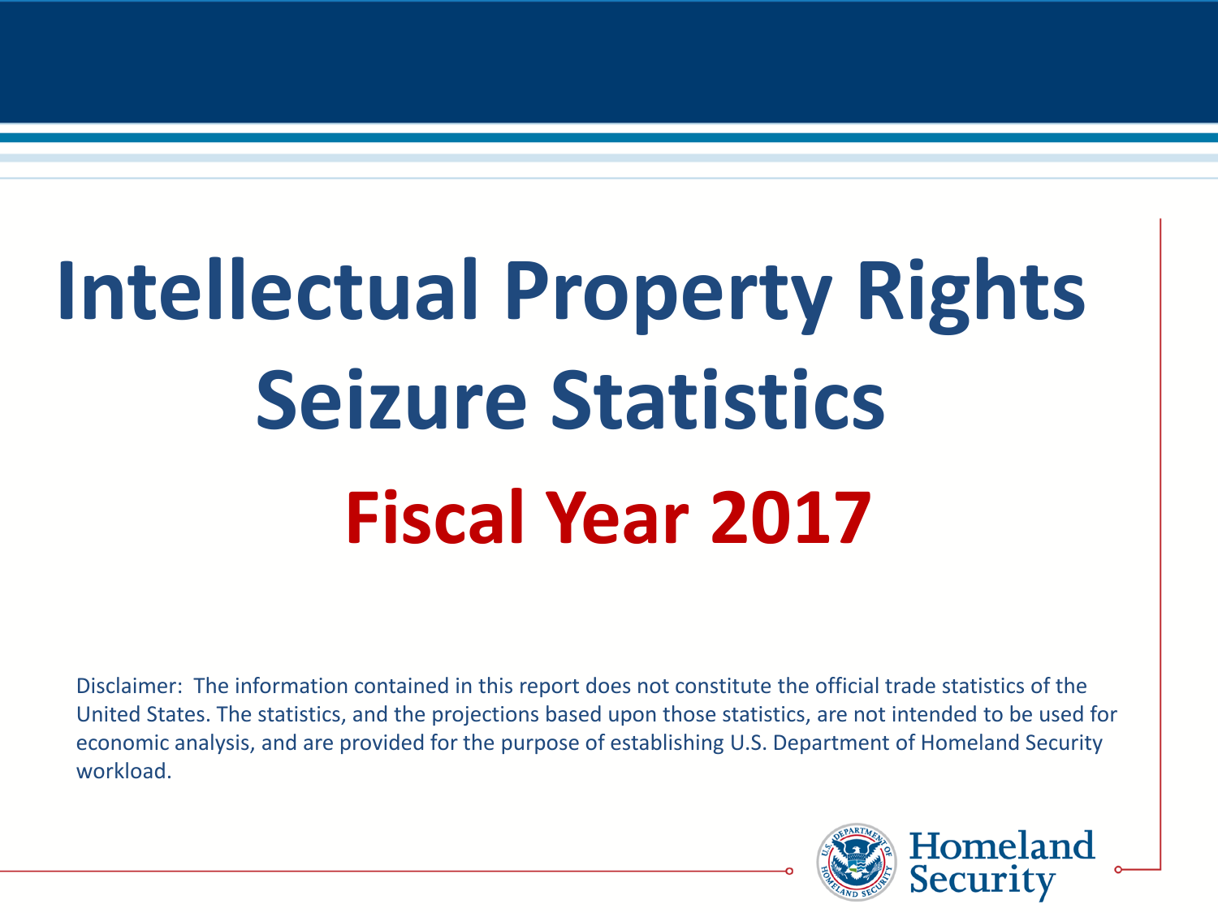# Intellectual Property Rights Seizure Statistics

## Fiscal Year 2017

Disclaimer: The information contained in this report does not constitute the official trade statistics of the United States. The statistics, and the projections based upon those statistics, are not intended to be used for economic analysis, and are provided for the purpose of establishing U.S. Department of Homeland Security workload.

Homeland Security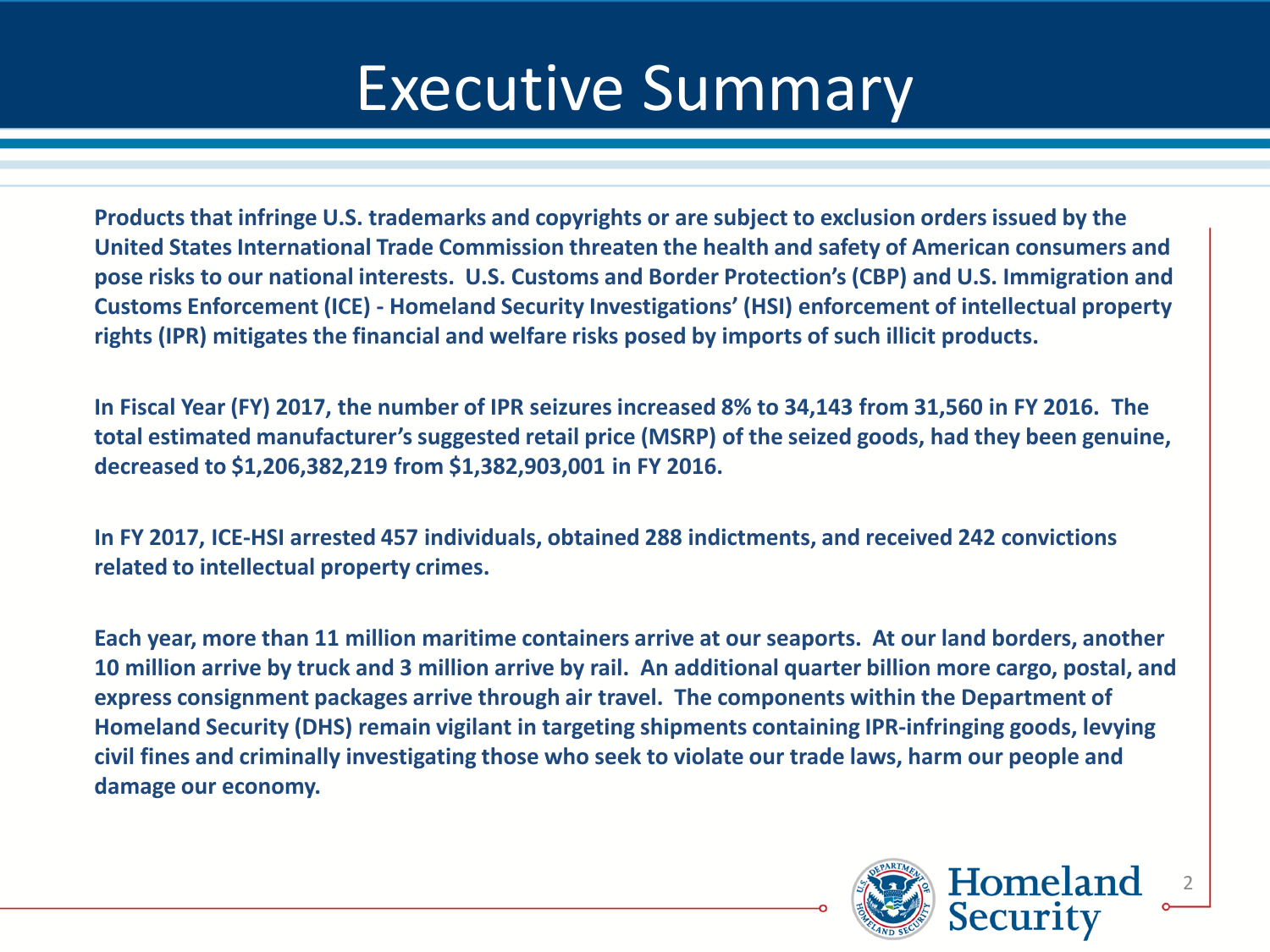# Executive Summary

**Products that infringe U.S. trademarks and copyrights or are subject to exclusion orders issued by the United States International Trade Commission threaten the health and safety of American consumers and pose risks to our national interests. U.S. Customs and Border Protection's (CBP) and U.S. Immigration and Customs Enforcement (ICE) - Homeland Security Investigations' (HSI) enforcement of intellectual property rights (IPR) mitigates the financial and welfare risks posed by imports of such illicit products.**

**In Fiscal Year (FY) 2017, the number of IPR seizures increased 8% to 34,143 from 31,560 in FY 2016. The total estimated manufacturer's suggested retail price (MSRP) of the seized goods, had they been genuine, decreased to $1,206,382,219 from $1,382,903,001 in FY 2016.**

**In FY 2017, ICE-HSI arrested 457 individuals, obtained 288 indictments, and received 242 convictions related to intellectual property crimes.**

**Each year, more than 11 million maritime containers arrive at our seaports. At our land borders, another 10 million arrive by truck and 3 million arrive by rail. An additional quarter billion more cargo, postal, and express consignment packages arrive through air travel. The components within the Department of Homeland Security (DHS) remain vigilant in targeting shipments containing IPR-infringing goods, levying civil fines and criminally investigating those who seek to violate our trade laws, harm our people and damage our economy.**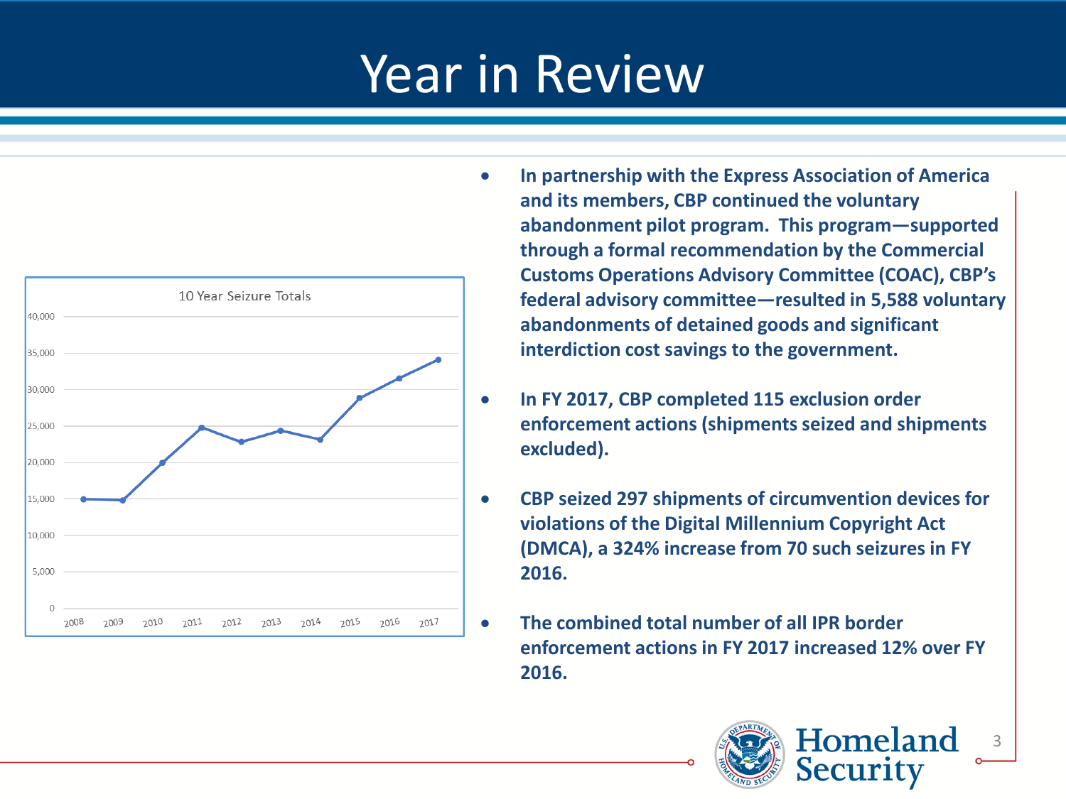# Year in Review

**10 Year Seizure Totals**

| Year | Seizures (approx.) |
|---|---|
| 2008 | 15,000 |
| 2009 | 14,800 |
| 2010 | 20,000 |
| 2011 | 24,800 |
| 2012 | 22,800 |
| 2013 | 24,400 |
| 2014 | 23,100 |
| 2015 | 28,900 |
| 2016 | 31,600 |
| 2017 | 34,100 |

- **In partnership with the Express Association of America and its members, CBP continued the voluntary abandonment pilot program. This program—supported through a formal recommendation by the Commercial Customs Operations Advisory Committee (COAC), CBP's federal advisory committee—resulted in 5,588 voluntary abandonments of detained goods and significant interdiction cost savings to the government.**
- **In FY 2017, CBP completed 115 exclusion order enforcement actions (shipments seized and shipments excluded).**
- **CBP seized 297 shipments of circumvention devices for violations of the Digital Millennium Copyright Act (DMCA), a 324% increase from 70 such seizures in FY 2016.**
- **The combined total number of all IPR border enforcement actions in FY 2017 increased 12% over FY 2016.**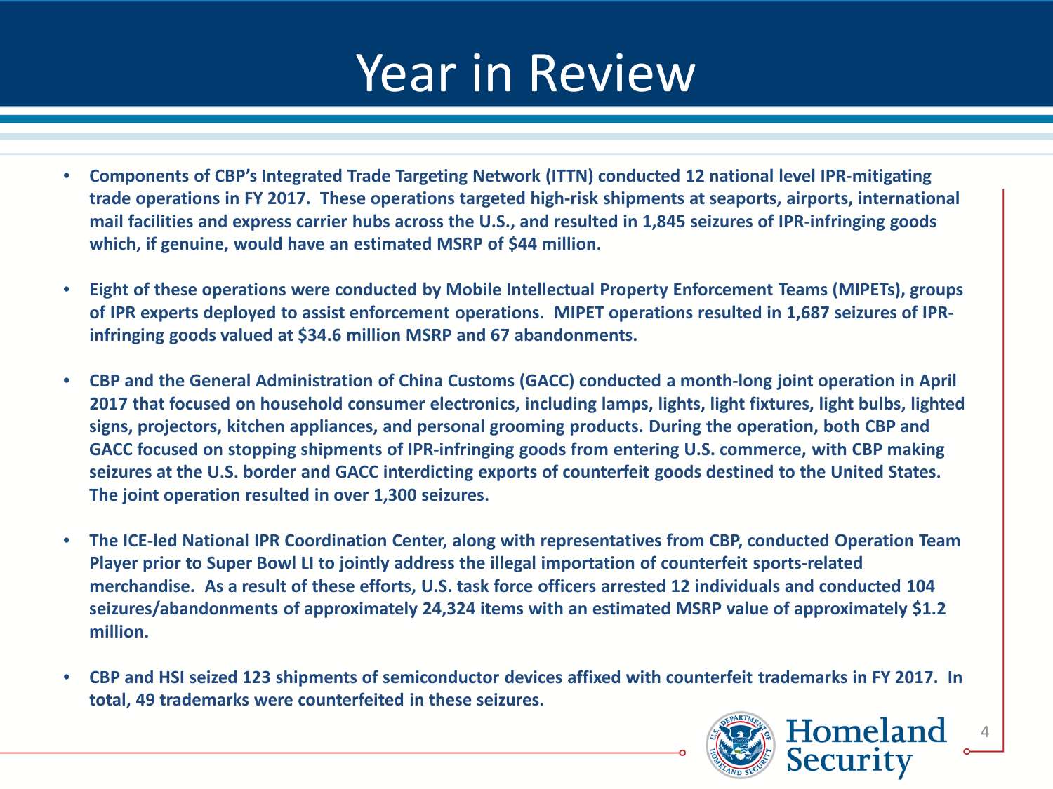# Year in Review

- **Components of CBP's Integrated Trade Targeting Network (ITTN) conducted 12 national level IPR-mitigating trade operations in FY 2017. These operations targeted high-risk shipments at seaports, airports, international mail facilities and express carrier hubs across the U.S., and resulted in 1,845 seizures of IPR-infringing goods which, if genuine, would have an estimated MSRP of $44 million.**

- **Eight of these operations were conducted by Mobile Intellectual Property Enforcement Teams (MIPETs), groups of IPR experts deployed to assist enforcement operations. MIPET operations resulted in 1,687 seizures of IPR-infringing goods valued at $34.6 million MSRP and 67 abandonments.**

- **CBP and the General Administration of China Customs (GACC) conducted a month-long joint operation in April 2017 that focused on household consumer electronics, including lamps, lights, light fixtures, light bulbs, lighted signs, projectors, kitchen appliances, and personal grooming products. During the operation, both CBP and GACC focused on stopping shipments of IPR-infringing goods from entering U.S. commerce, with CBP making seizures at the U.S. border and GACC interdicting exports of counterfeit goods destined to the United States. The joint operation resulted in over 1,300 seizures.**

- **The ICE-led National IPR Coordination Center, along with representatives from CBP, conducted Operation Team Player prior to Super Bowl LI to jointly address the illegal importation of counterfeit sports-related merchandise. As a result of these efforts, U.S. task force officers arrested 12 individuals and conducted 104 seizures/abandonments of approximately 24,324 items with an estimated MSRP value of approximately $1.2 million.**

- **CBP and HSI seized 123 shipments of semiconductor devices affixed with counterfeit trademarks in FY 2017. In total, 49 trademarks were counterfeited in these seizures.**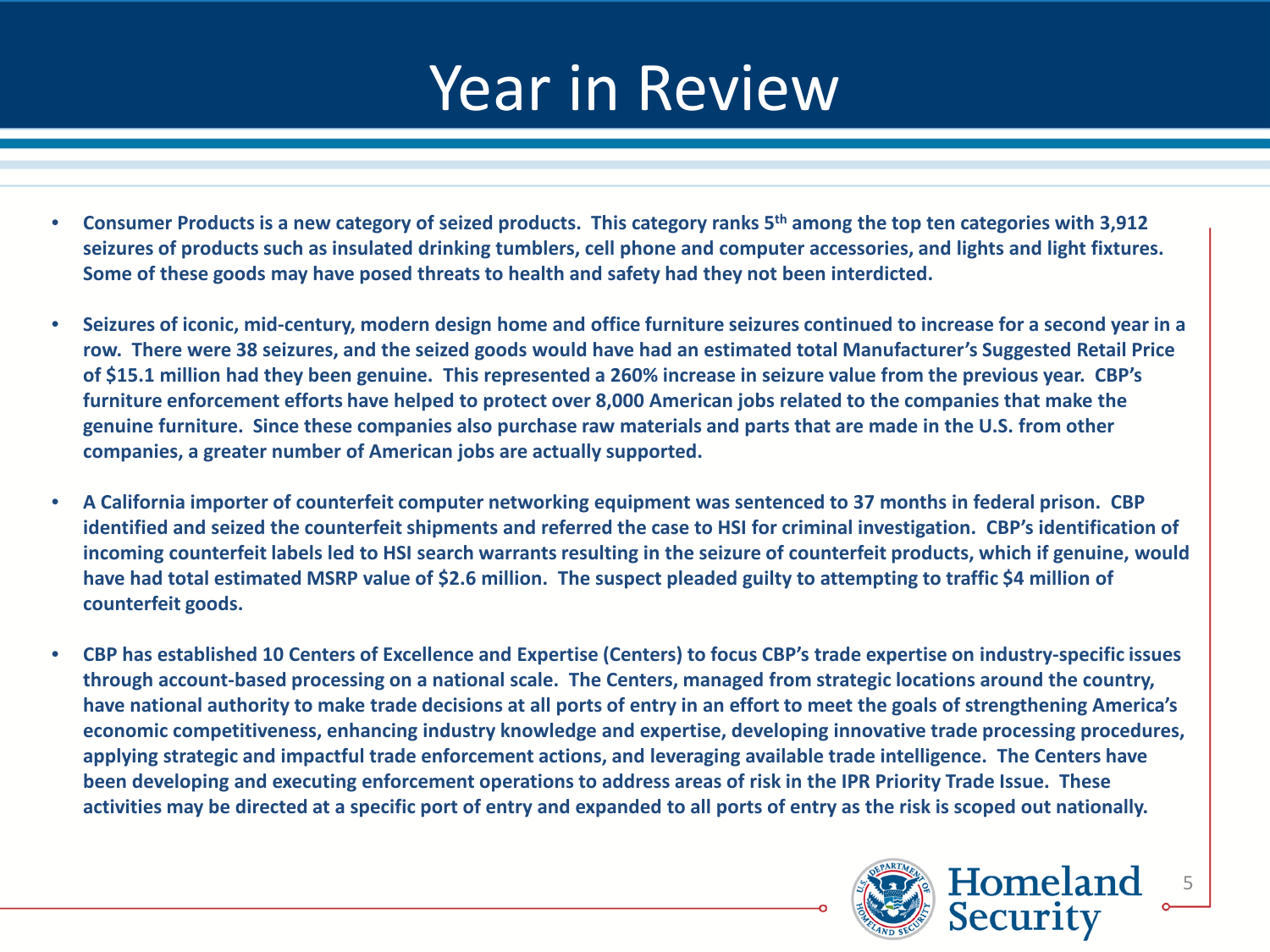# Year in Review

- Consumer Products is a new category of seized products. This category ranks 5th among the top ten categories with 3,912 seizures of products such as insulated drinking tumblers, cell phone and computer accessories, and lights and light fixtures. Some of these goods may have posed threats to health and safety had they not been interdicted.

- Seizures of iconic, mid-century, modern design home and office furniture seizures continued to increase for a second year in a row. There were 38 seizures, and the seized goods would have had an estimated total Manufacturer's Suggested Retail Price of $15.1 million had they been genuine. This represented a 260% increase in seizure value from the previous year. CBP's furniture enforcement efforts have helped to protect over 8,000 American jobs related to the companies that make the genuine furniture. Since these companies also purchase raw materials and parts that are made in the U.S. from other companies, a greater number of American jobs are actually supported.

- A California importer of counterfeit computer networking equipment was sentenced to 37 months in federal prison. CBP identified and seized the counterfeit shipments and referred the case to HSI for criminal investigation. CBP's identification of incoming counterfeit labels led to HSI search warrants resulting in the seizure of counterfeit products, which if genuine, would have had total estimated MSRP value of $2.6 million. The suspect pleaded guilty to attempting to traffic $4 million of counterfeit goods.

- CBP has established 10 Centers of Excellence and Expertise (Centers) to focus CBP's trade expertise on industry-specific issues through account-based processing on a national scale. The Centers, managed from strategic locations around the country, have national authority to make trade decisions at all ports of entry in an effort to meet the goals of strengthening America's economic competitiveness, enhancing industry knowledge and expertise, developing innovative trade processing procedures, applying strategic and impactful trade enforcement actions, and leveraging available trade intelligence. The Centers have been developing and executing enforcement operations to address areas of risk in the IPR Priority Trade Issue. These activities may be directed at a specific port of entry and expanded to all ports of entry as the risk is scoped out nationally.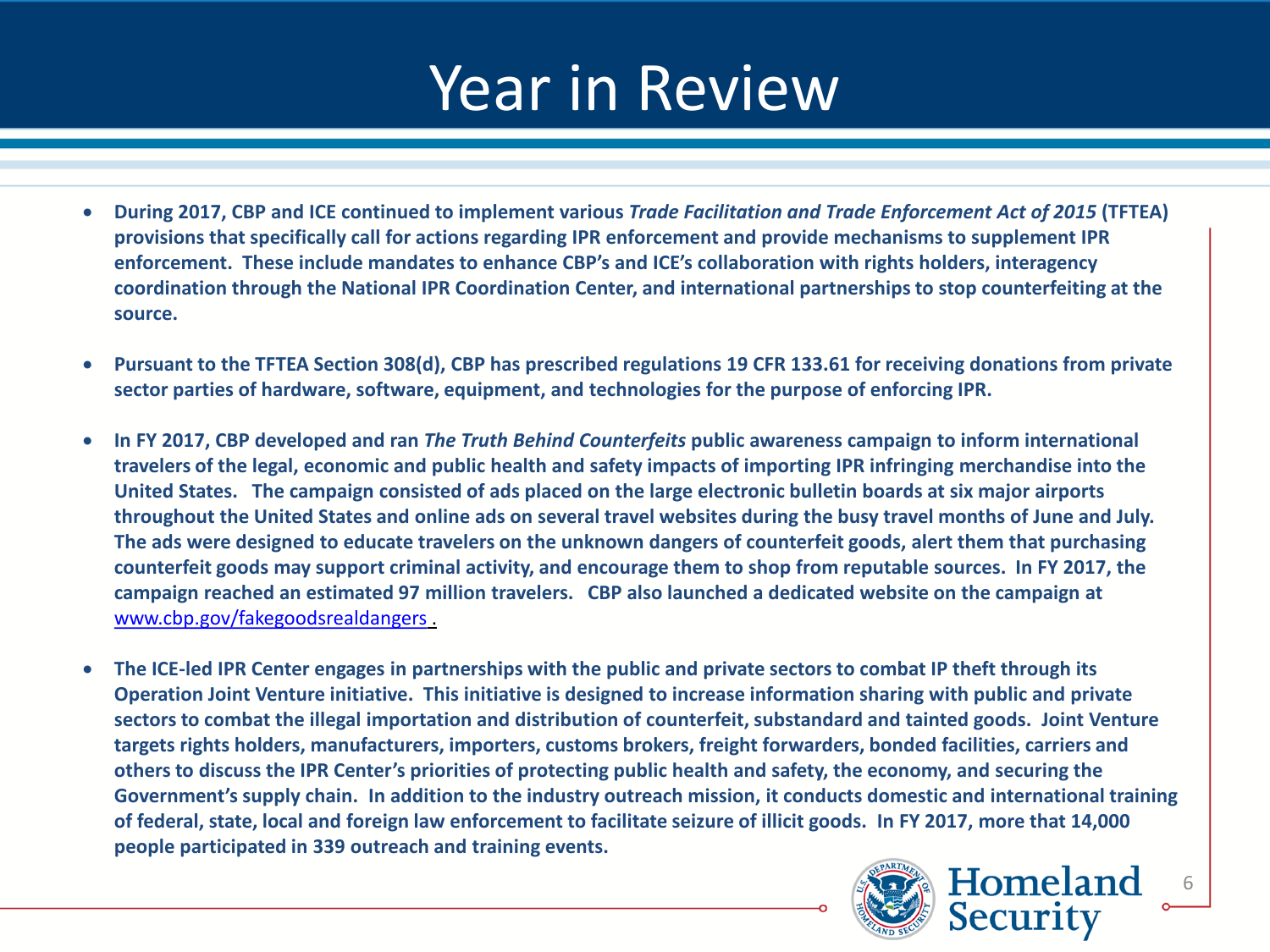# Year in Review

- **During 2017, CBP and ICE continued to implement various *Trade Facilitation and Trade Enforcement Act of 2015* (TFTEA) provisions that specifically call for actions regarding IPR enforcement and provide mechanisms to supplement IPR enforcement. These include mandates to enhance CBP's and ICE's collaboration with rights holders, interagency coordination through the National IPR Coordination Center, and international partnerships to stop counterfeiting at the source.**

- **Pursuant to the TFTEA Section 308(d), CBP has prescribed regulations 19 CFR 133.61 for receiving donations from private sector parties of hardware, software, equipment, and technologies for the purpose of enforcing IPR.**

- **In FY 2017, CBP developed and ran *The Truth Behind Counterfeits* public awareness campaign to inform international travelers of the legal, economic and public health and safety impacts of importing IPR infringing merchandise into the United States. The campaign consisted of ads placed on the large electronic bulletin boards at six major airports throughout the United States and online ads on several travel websites during the busy travel months of June and July. The ads were designed to educate travelers on the unknown dangers of counterfeit goods, alert them that purchasing counterfeit goods may support criminal activity, and encourage them to shop from reputable sources. In FY 2017, the campaign reached an estimated 97 million travelers. CBP also launched a dedicated website on the campaign at [www.cbp.gov/fakegoodsrealdangers](http://www.cbp.gov/fakegoodsrealdangers) .**

- **The ICE-led IPR Center engages in partnerships with the public and private sectors to combat IP theft through its Operation Joint Venture initiative. This initiative is designed to increase information sharing with public and private sectors to combat the illegal importation and distribution of counterfeit, substandard and tainted goods. Joint Venture targets rights holders, manufacturers, importers, customs brokers, freight forwarders, bonded facilities, carriers and others to discuss the IPR Center's priorities of protecting public health and safety, the economy, and securing the Government's supply chain. In addition to the industry outreach mission, it conducts domestic and international training of federal, state, local and foreign law enforcement to facilitate seizure of illicit goods. In FY 2017, more that 14,000 people participated in 339 outreach and training events.**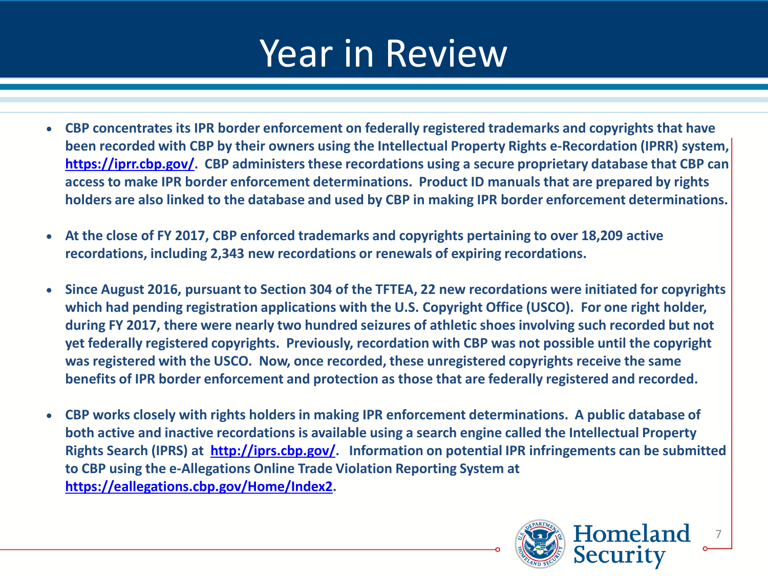# Year in Review

- **CBP concentrates its IPR border enforcement on federally registered trademarks and copyrights that have been recorded with CBP by their owners using the Intellectual Property Rights e-Recordation (IPRR) system, https://iprr.cbp.gov/. CBP administers these recordations using a secure proprietary database that CBP can access to make IPR border enforcement determinations. Product ID manuals that are prepared by rights holders are also linked to the database and used by CBP in making IPR border enforcement determinations.**

- **At the close of FY 2017, CBP enforced trademarks and copyrights pertaining to over 18,209 active recordations, including 2,343 new recordations or renewals of expiring recordations.**

- **Since August 2016, pursuant to Section 304 of the TFTEA, 22 new recordations were initiated for copyrights which had pending registration applications with the U.S. Copyright Office (USCO). For one right holder, during FY 2017, there were nearly two hundred seizures of athletic shoes involving such recorded but not yet federally registered copyrights. Previously, recordation with CBP was not possible until the copyright was registered with the USCO. Now, once recorded, these unregistered copyrights receive the same benefits of IPR border enforcement and protection as those that are federally registered and recorded.**

- **CBP works closely with rights holders in making IPR enforcement determinations. A public database of both active and inactive recordations is available using a search engine called the Intellectual Property Rights Search (IPRS) at http://iprs.cbp.gov/. Information on potential IPR infringements can be submitted to CBP using the e-Allegations Online Trade Violation Reporting System at https://eallegations.cbp.gov/Home/Index2.**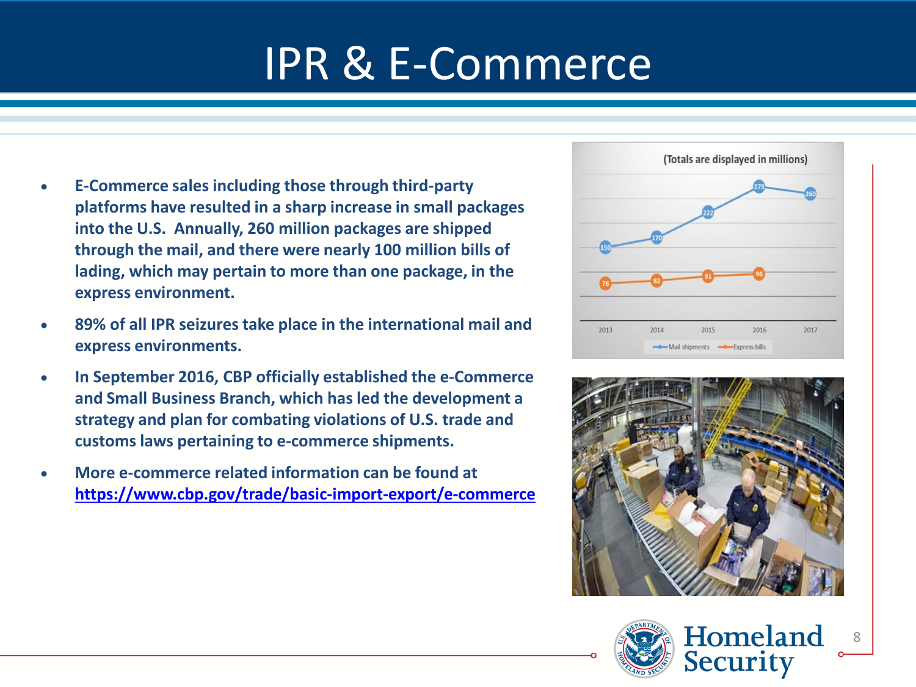# IPR & E-Commerce

- **E-Commerce sales including those through third-party platforms have resulted in a sharp increase in small packages into the U.S. Annually, 260 million packages are shipped through the mail, and there were nearly 100 million bills of lading, which may pertain to more than one package, in the express environment.**
- **89% of all IPR seizures take place in the international mail and express environments.**
- **In September 2016, CBP officially established the e-Commerce and Small Business Branch, which has led the development a strategy and plan for combating violations of U.S. trade and customs laws pertaining to e-commerce shipments.**
- **More e-commerce related information can be found at [https://www.cbp.gov/trade/basic-import-export/e-commerce](https://www.cbp.gov/trade/basic-import-export/e-commerce)**

(Totals are displayed in millions)

| Year | Mail shipments | Express bills |
| --- | --- | --- |
| 2013 | 150 | 76 |
| 2014 | 170 | 82 |
| 2015 | 222 | 91 |
| 2016 | 275 | 96 |
| 2017 | 260 | |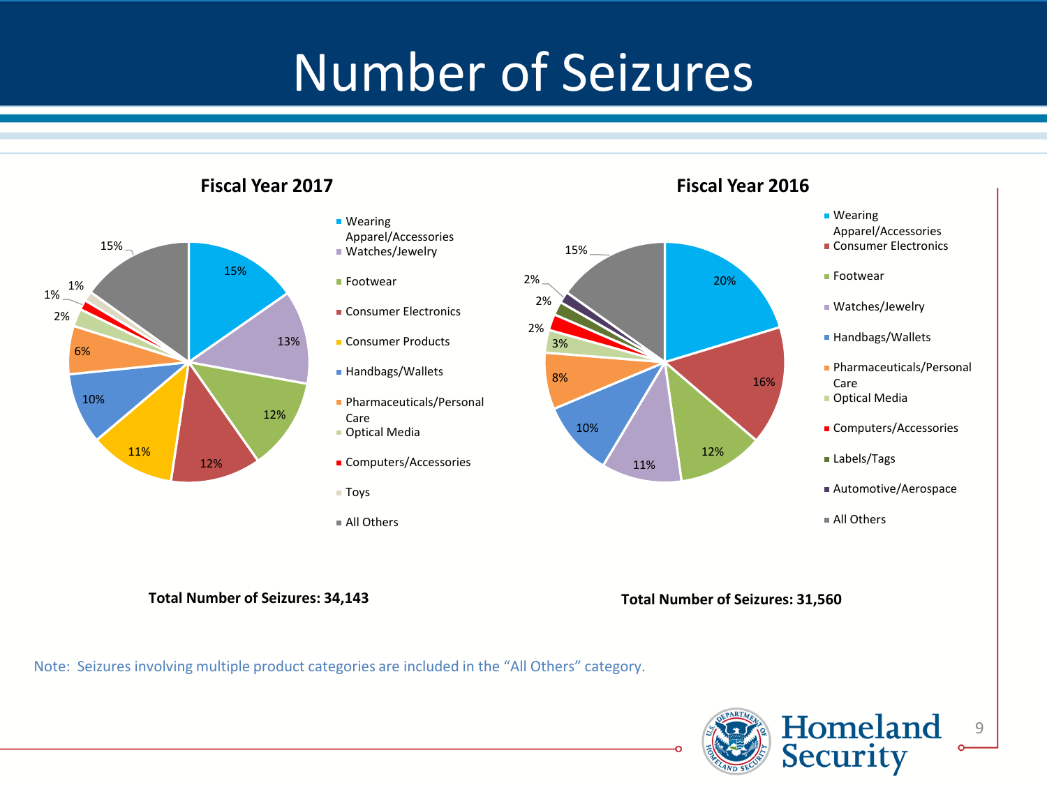# Number of Seizures

## Fiscal Year 2017

| Category | Percentage |
|---|---|
| Wearing Apparel/Accessories | 15% |
| Watches/Jewelry | 13% |
| Footwear | 12% |
| Consumer Electronics | 12% |
| Consumer Products | 11% |
| Handbags/Wallets | 10% |
| Pharmaceuticals/Personal Care | 6% |
| Optical Media | 2% |
| Computers/Accessories | 1% |
| Toys | 1% |
| All Others | 15% |

**Total Number of Seizures: 34,143**

## Fiscal Year 2016

| Category | Percentage |
|---|---|
| Wearing Apparel/Accessories | 20% |
| Consumer Electronics | 16% |
| Footwear | 12% |
| Watches/Jewelry | 11% |
| Handbags/Wallets | 10% |
| Pharmaceuticals/Personal Care | 8% |
| Optical Media | 3% |
| Computers/Accessories | 2% |
| Labels/Tags | 2% |
| Automotive/Aerospace | 2% |
| All Others | 15% |

**Total Number of Seizures: 31,560**

Note: Seizures involving multiple product categories are included in the "All Others" category.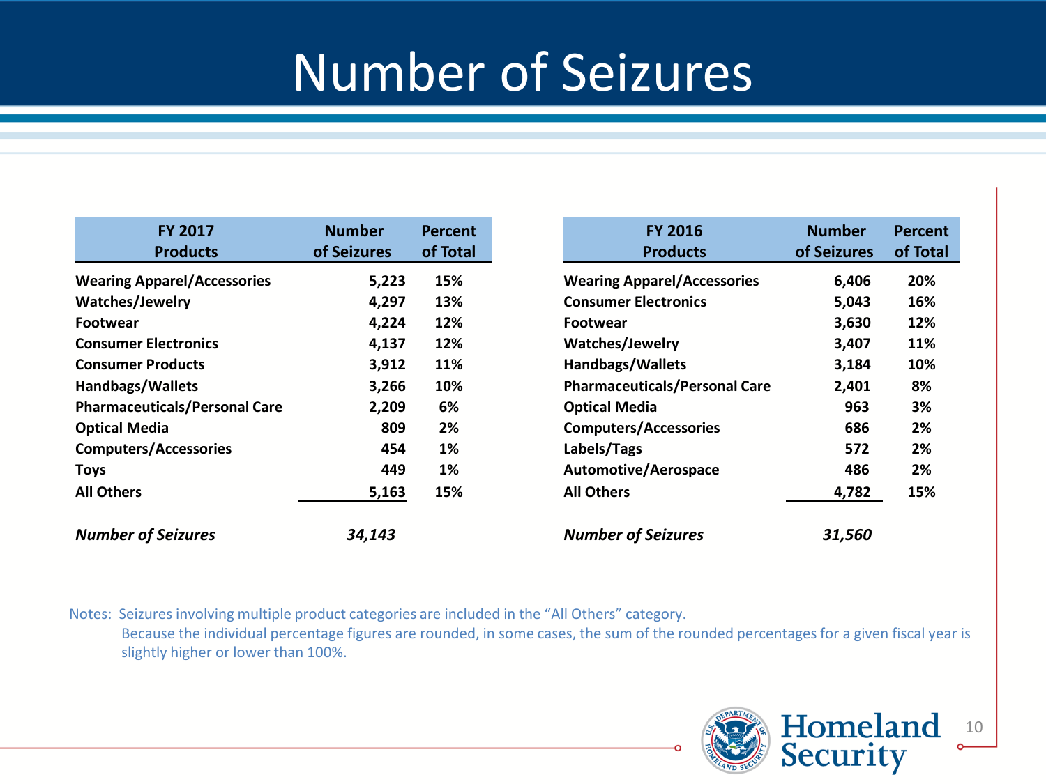# Number of Seizures

| FY 2017 Products | Number of Seizures | Percent of Total |
|---|---|---|
| **Wearing Apparel/Accessories** | **5,223** | **15%** |
| **Watches/Jewelry** | **4,297** | **13%** |
| **Footwear** | **4,224** | **12%** |
| **Consumer Electronics** | **4,137** | **12%** |
| **Consumer Products** | **3,912** | **11%** |
| **Handbags/Wallets** | **3,266** | **10%** |
| **Pharmaceuticals/Personal Care** | **2,209** | **6%** |
| **Optical Media** | **809** | **2%** |
| **Computers/Accessories** | **454** | **1%** |
| **Toys** | **449** | **1%** |
| **All Others** | **5,163** | **15%** |
| ***Number of Seizures*** | ***34,143*** | |

| FY 2016 Products | Number of Seizures | Percent of Total |
|---|---|---|
| **Wearing Apparel/Accessories** | **6,406** | **20%** |
| **Consumer Electronics** | **5,043** | **16%** |
| **Footwear** | **3,630** | **12%** |
| **Watches/Jewelry** | **3,407** | **11%** |
| **Handbags/Wallets** | **3,184** | **10%** |
| **Pharmaceuticals/Personal Care** | **2,401** | **8%** |
| **Optical Media** | **963** | **3%** |
| **Computers/Accessories** | **686** | **2%** |
| **Labels/Tags** | **572** | **2%** |
| **Automotive/Aerospace** | **486** | **2%** |
| **All Others** | **4,782** | **15%** |
| ***Number of Seizures*** | ***31,560*** | |

Notes: Seizures involving multiple product categories are included in the "All Others" category.
Because the individual percentage figures are rounded, in some cases, the sum of the rounded percentages for a given fiscal year is slightly higher or lower than 100%.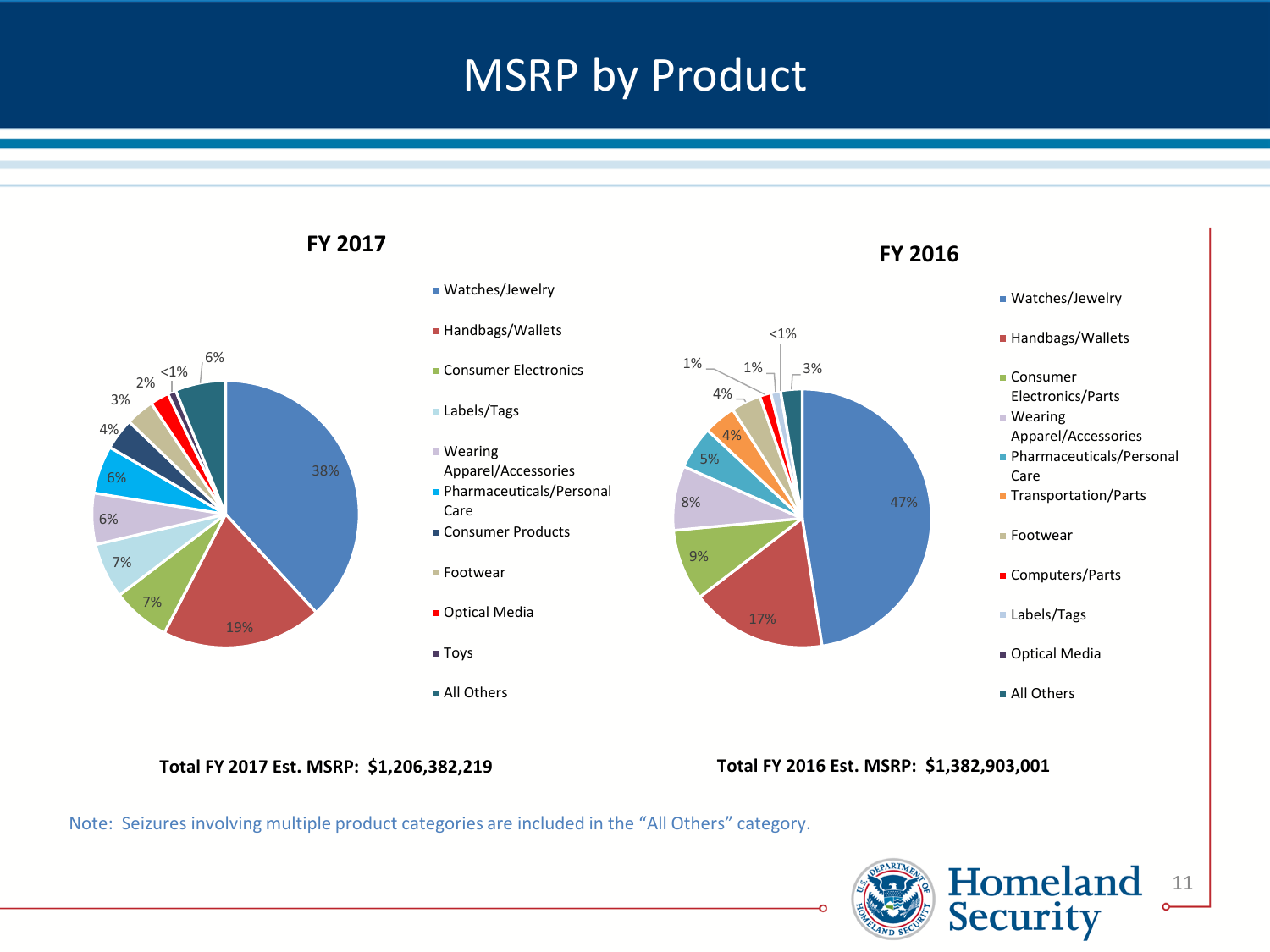# MSRP by Product

## FY 2017

| Product | Share |
|---|---|
| Watches/Jewelry | 38% |
| Handbags/Wallets | 19% |
| Consumer Electronics | 7% |
| Labels/Tags | 7% |
| Wearing Apparel/Accessories | 6% |
| Pharmaceuticals/Personal Care | 6% |
| Consumer Products | 4% |
| Footwear | 3% |
| Optical Media | 2% |
| Toys | <1% |
| All Others | 6% |

**Total FY 2017 Est. MSRP: $1,206,382,219**

## FY 2016

| Product | Share |
|---|---|
| Watches/Jewelry | 47% |
| Handbags/Wallets | 17% |
| Consumer Electronics/Parts | 9% |
| Wearing Apparel/Accessories | 8% |
| Pharmaceuticals/Personal Care | 5% |
| Transportation/Parts | 4% |
| Footwear | 4% |
| Computers/Parts | 1% |
| Labels/Tags | 1% |
| Optical Media | <1% |
| All Others | 3% |

**Total FY 2016 Est. MSRP: $1,382,903,001**

Note: Seizures involving multiple product categories are included in the "All Others" category.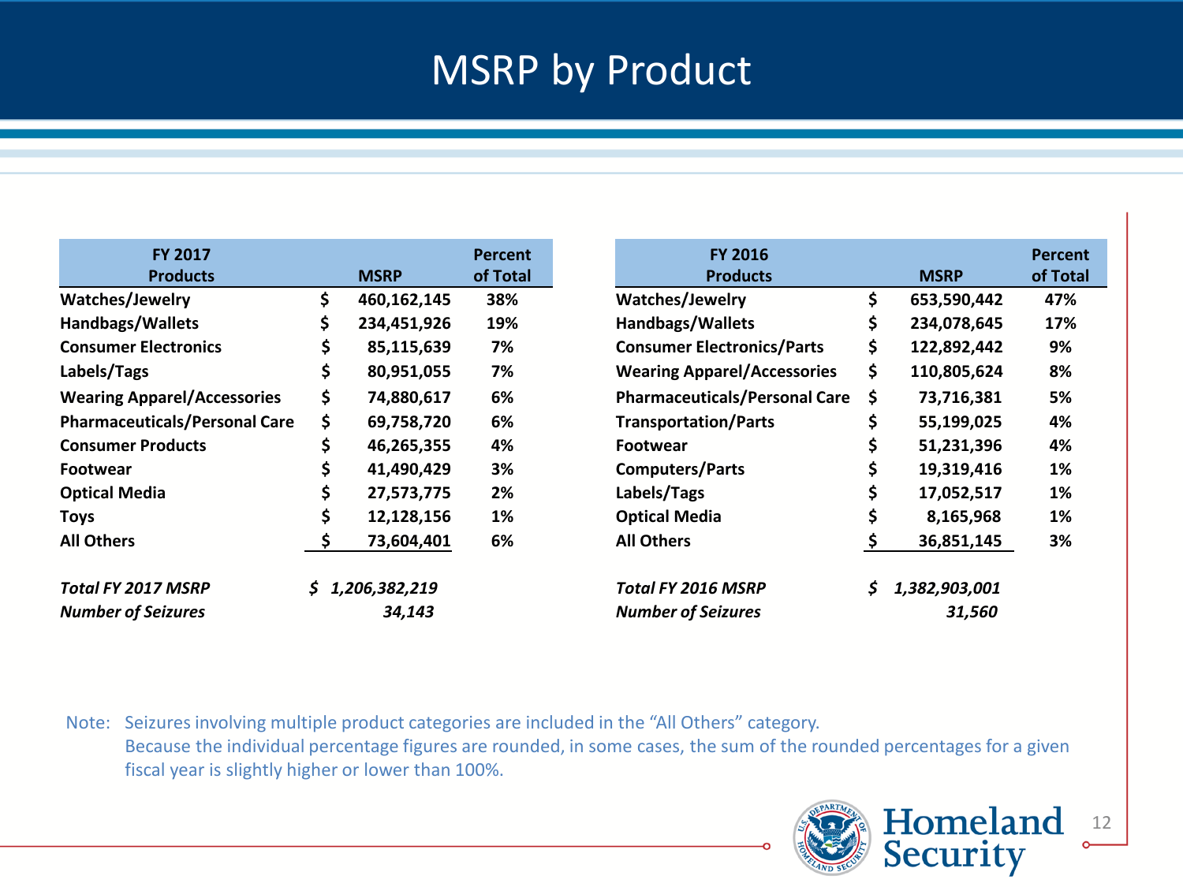# MSRP by Product

| FY 2017 Products | MSRP | Percent of Total |
|---|---|---|
| Watches/Jewelry | $ 460,162,145 | 38% |
| Handbags/Wallets | $ 234,451,926 | 19% |
| Consumer Electronics | $ 85,115,639 | 7% |
| Labels/Tags | $ 80,951,055 | 7% |
| Wearing Apparel/Accessories | $ 74,880,617 | 6% |
| Pharmaceuticals/Personal Care | $ 69,758,720 | 6% |
| Consumer Products | $ 46,265,355 | 4% |
| Footwear | $ 41,490,429 | 3% |
| Optical Media | $ 27,573,775 | 2% |
| Toys | $ 12,128,156 | 1% |
| All Others | $ 73,604,401 | 6% |
| *Total FY 2017 MSRP* | *$ 1,206,382,219* | |
| *Number of Seizures* | *34,143* | |

| FY 2016 Products | MSRP | Percent of Total |
|---|---|---|
| Watches/Jewelry | $ 653,590,442 | 47% |
| Handbags/Wallets | $ 234,078,645 | 17% |
| Consumer Electronics/Parts | $ 122,892,442 | 9% |
| Wearing Apparel/Accessories | $ 110,805,624 | 8% |
| Pharmaceuticals/Personal Care | $ 73,716,381 | 5% |
| Transportation/Parts | $ 55,199,025 | 4% |
| Footwear | $ 51,231,396 | 4% |
| Computers/Parts | $ 19,319,416 | 1% |
| Labels/Tags | $ 17,052,517 | 1% |
| Optical Media | $ 8,165,968 | 1% |
| All Others | $ 36,851,145 | 3% |
| *Total FY 2016 MSRP* | *$ 1,382,903,001* | |
| *Number of Seizures* | *31,560* | |

Note: Seizures involving multiple product categories are included in the "All Others" category.
Because the individual percentage figures are rounded, in some cases, the sum of the rounded percentages for a given fiscal year is slightly higher or lower than 100%.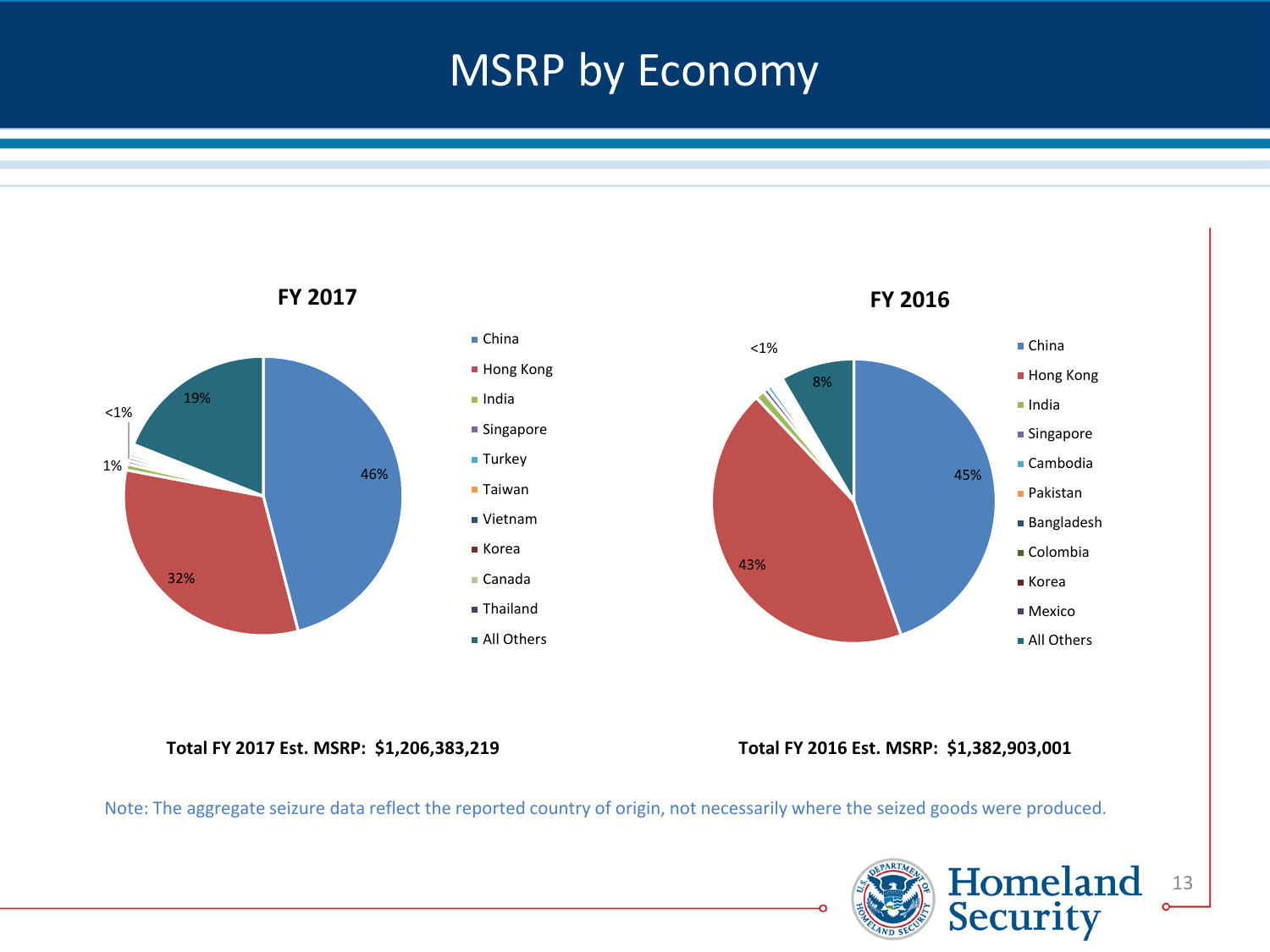# MSRP by Economy

**FY 2017**

- China: 46%
- Hong Kong: 32%
- India: 1%
- Singapore
- Turkey
- Taiwan
- Vietnam
- Korea
- Canada
- Thailand
- All Others: 19%

<1%

**FY 2016**

- China: 45%
- Hong Kong: 43%
- India
- Singapore
- Cambodia
- Pakistan
- Bangladesh
- Colombia
- Korea
- Mexico
- All Others: 8%

<1%

**Total FY 2017 Est. MSRP: $1,206,383,219**

**Total FY 2016 Est. MSRP: $1,382,903,001**

Note: The aggregate seizure data reflect the reported country of origin, not necessarily where the seized goods were produced.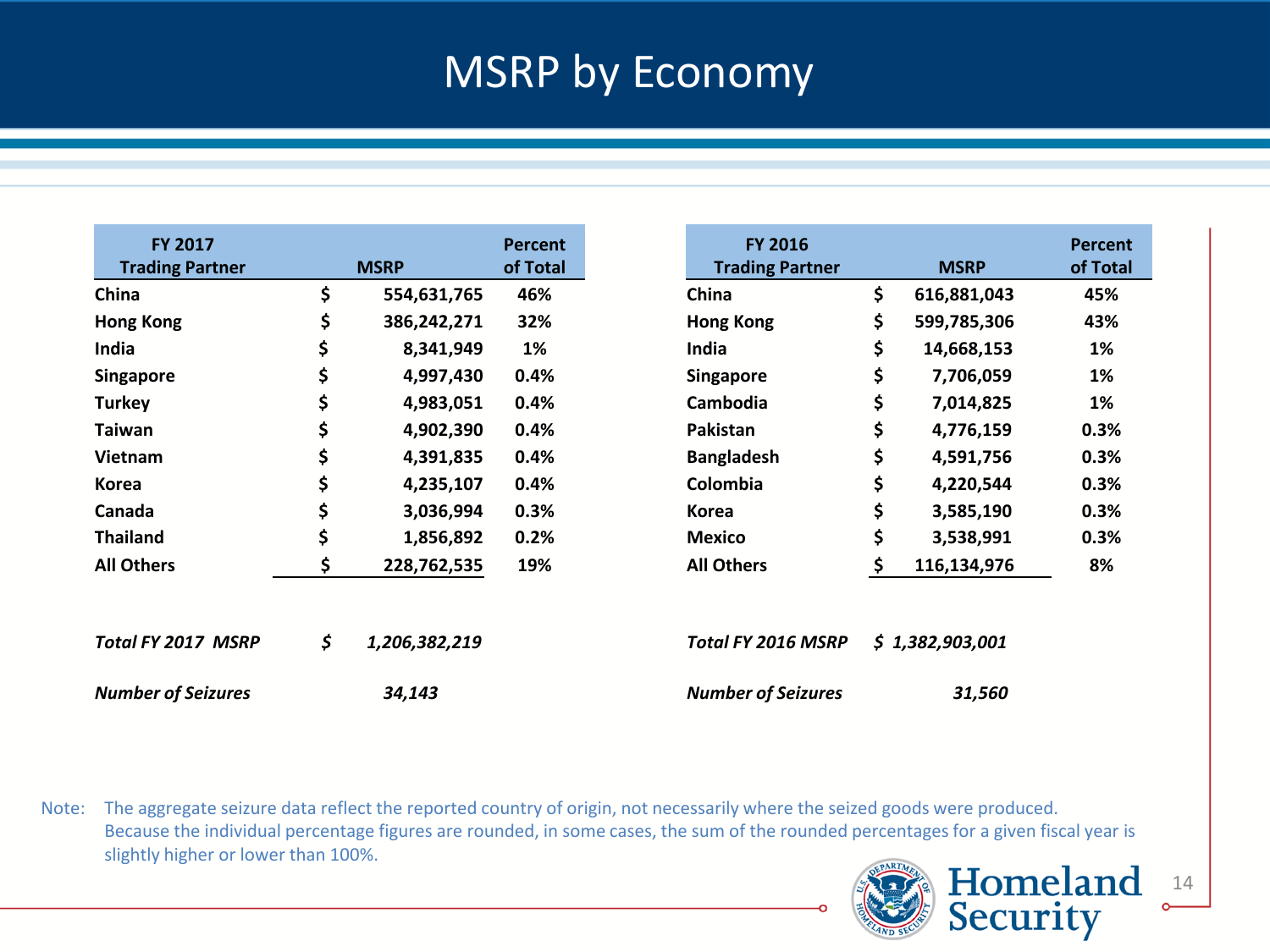# MSRP by Economy

| FY 2017 Trading Partner | MSRP | Percent of Total |
|---|---|---|
| China | $ 554,631,765 | 46% |
| Hong Kong | $ 386,242,271 | 32% |
| India | $ 8,341,949 | 1% |
| Singapore | $ 4,997,430 | 0.4% |
| Turkey | $ 4,983,051 | 0.4% |
| Taiwan | $ 4,902,390 | 0.4% |
| Vietnam | $ 4,391,835 | 0.4% |
| Korea | $ 4,235,107 | 0.4% |
| Canada | $ 3,036,994 | 0.3% |
| Thailand | $ 1,856,892 | 0.2% |
| All Others | $ 228,762,535 | 19% |
| *Total FY 2017 MSRP* | *$ 1,206,382,219* | |
| *Number of Seizures* | *34,143* | |

| FY 2016 Trading Partner | MSRP | Percent of Total |
|---|---|---|
| China | $ 616,881,043 | 45% |
| Hong Kong | $ 599,785,306 | 43% |
| India | $ 14,668,153 | 1% |
| Singapore | $ 7,706,059 | 1% |
| Cambodia | $ 7,014,825 | 1% |
| Pakistan | $ 4,776,159 | 0.3% |
| Bangladesh | $ 4,591,756 | 0.3% |
| Colombia | $ 4,220,544 | 0.3% |
| Korea | $ 3,585,190 | 0.3% |
| Mexico | $ 3,538,991 | 0.3% |
| All Others | $ 116,134,976 | 8% |
| *Total FY 2016 MSRP* | *$ 1,382,903,001* | |
| *Number of Seizures* | *31,560* | |

Note: The aggregate seizure data reflect the reported country of origin, not necessarily where the seized goods were produced. Because the individual percentage figures are rounded, in some cases, the sum of the rounded percentages for a given fiscal year is slightly higher or lower than 100%.

Homeland Security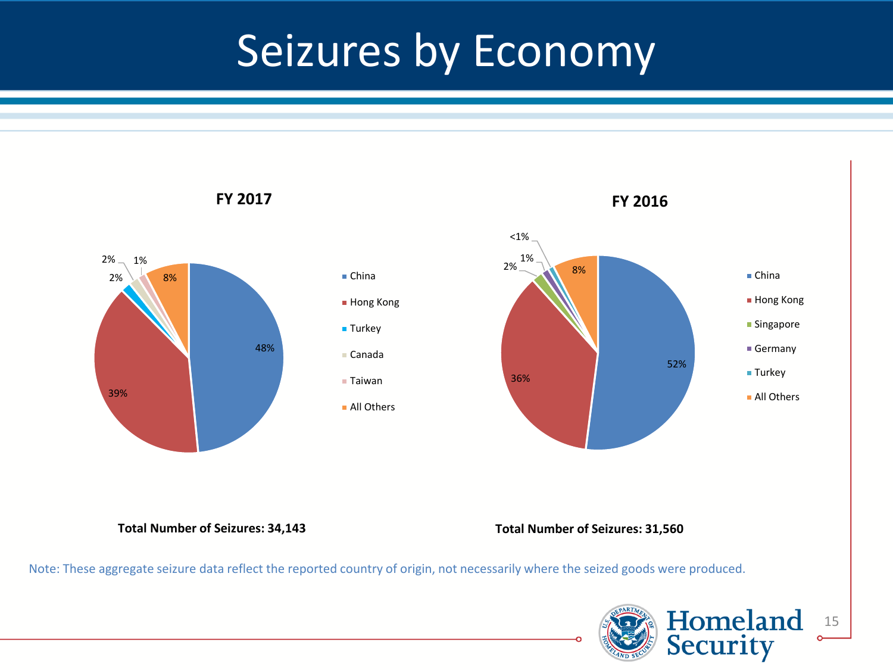# Seizures by Economy

## FY 2017

| Economy | Share |
|---|---|
| China | 48% |
| Hong Kong | 39% |
| Turkey | 2% |
| Canada | 2% |
| Taiwan | 1% |
| All Others | 8% |

**Total Number of Seizures: 34,143**

## FY 2016

| Economy | Share |
|---|---|
| China | 52% |
| Hong Kong | 36% |
| Singapore | 2% |
| Germany | 1% |
| Turkey | <1% |
| All Others | 8% |

**Total Number of Seizures: 31,560**

Note: These aggregate seizure data reflect the reported country of origin, not necessarily where the seized goods were produced.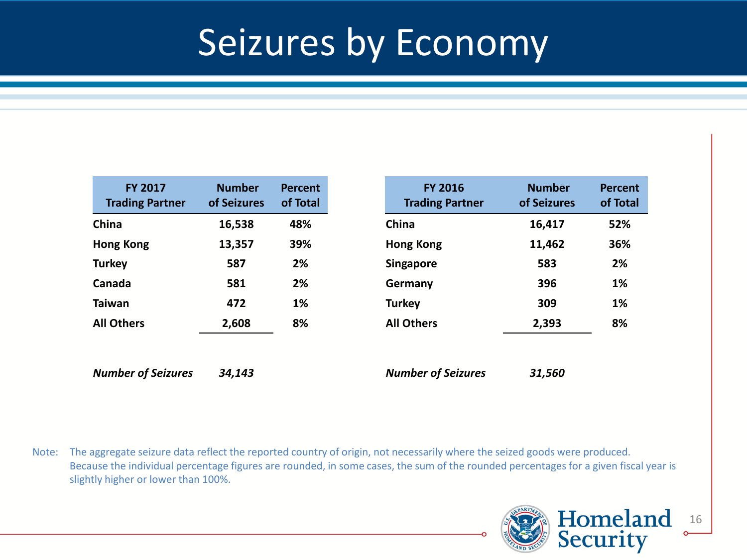# Seizures by Economy

| FY 2017 Trading Partner | Number of Seizures | Percent of Total |
|---|---|---|
| China | 16,538 | 48% |
| Hong Kong | 13,357 | 39% |
| Turkey | 587 | 2% |
| Canada | 581 | 2% |
| Taiwan | 472 | 1% |
| All Others | 2,608 | 8% |
| *Number of Seizures* | *34,143* | |

| FY 2016 Trading Partner | Number of Seizures | Percent of Total |
|---|---|---|
| China | 16,417 | 52% |
| Hong Kong | 11,462 | 36% |
| Singapore | 583 | 2% |
| Germany | 396 | 1% |
| Turkey | 309 | 1% |
| All Others | 2,393 | 8% |
| *Number of Seizures* | *31,560* | |

Note: The aggregate seizure data reflect the reported country of origin, not necessarily where the seized goods were produced. Because the individual percentage figures are rounded, in some cases, the sum of the rounded percentages for a given fiscal year is slightly higher or lower than 100%.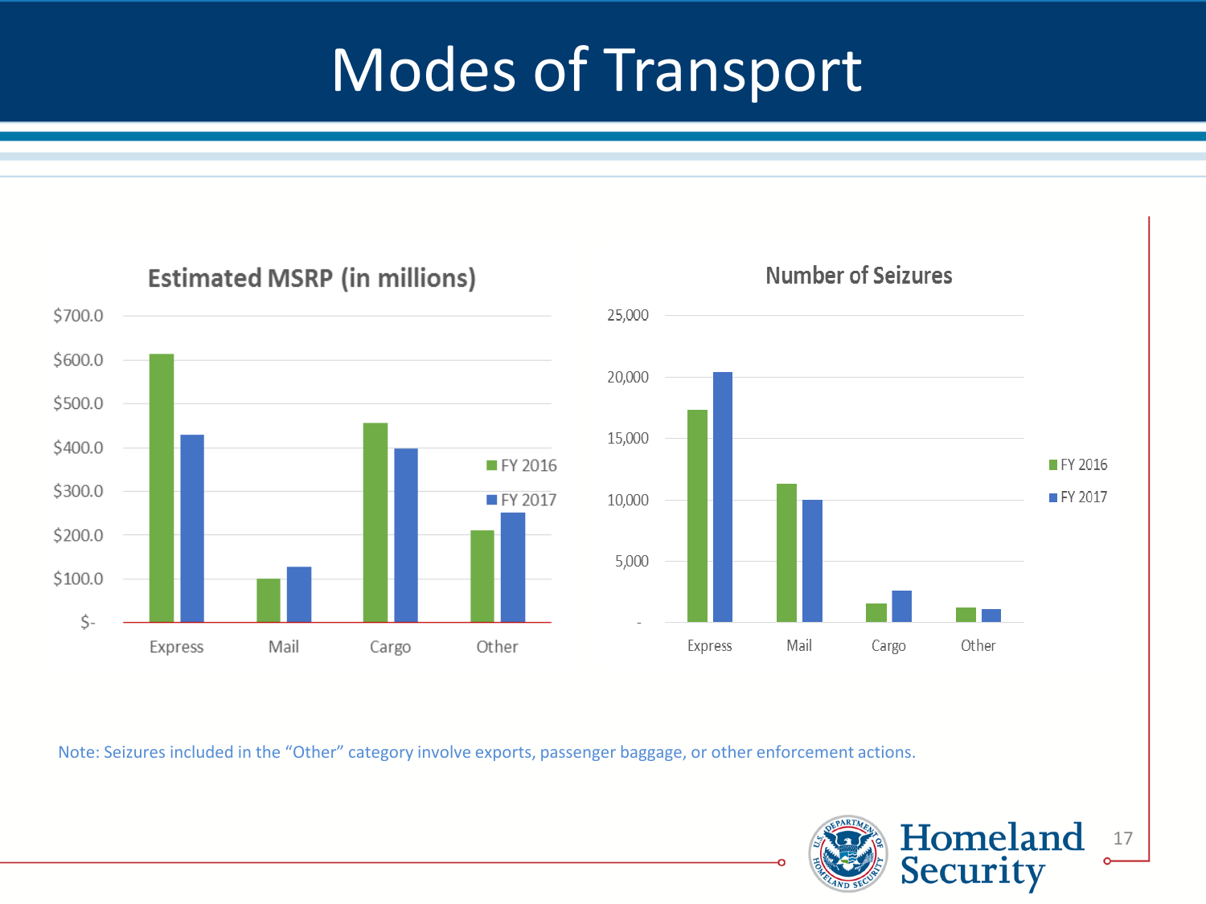# Modes of Transport

**Estimated MSRP (in millions)**

$700.0
$600.0
$500.0
$400.0
$300.0
$200.0
$100.0
$-

Express | Mail | Cargo | Other

■ FY 2016
■ FY 2017

**Number of Seizures**

25,000
20,000
15,000
10,000
5,000
-

Express | Mail | Cargo | Other

■ FY 2016
■ FY 2017

Note: Seizures included in the "Other" category involve exports, passenger baggage, or other enforcement actions.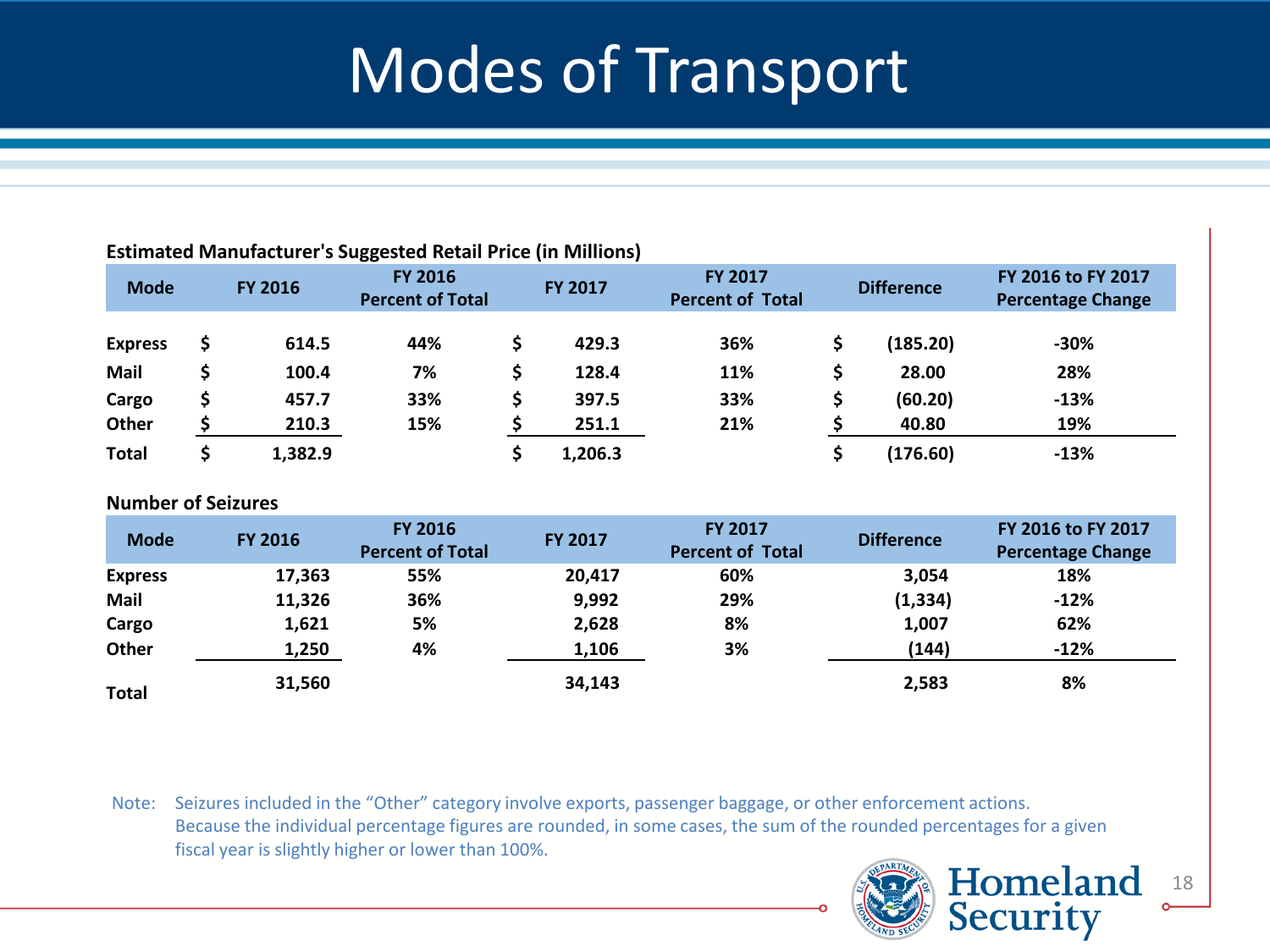# Modes of Transport

**Estimated Manufacturer's Suggested Retail Price (in Millions)**

| Mode | FY 2016 | FY 2016 Percent of Total | FY 2017 | FY 2017 Percent of Total | Difference | FY 2016 to FY 2017 Percentage Change |
|---|---|---|---|---|---|---|
| Express | $ 614.5 | 44% | $ 429.3 | 36% | $ (185.20) | -30% |
| Mail | $ 100.4 | 7% | $ 128.4 | 11% | $ 28.00 | 28% |
| Cargo | $ 457.7 | 33% | $ 397.5 | 33% | $ (60.20) | -13% |
| Other | $ 210.3 | 15% | $ 251.1 | 21% | $ 40.80 | 19% |
| Total | $ 1,382.9 | | $ 1,206.3 | | $ (176.60) | -13% |

**Number of Seizures**

| Mode | FY 2016 | FY 2016 Percent of Total | FY 2017 | FY 2017 Percent of Total | Difference | FY 2016 to FY 2017 Percentage Change |
|---|---|---|---|---|---|---|
| Express | 17,363 | 55% | 20,417 | 60% | 3,054 | 18% |
| Mail | 11,326 | 36% | 9,992 | 29% | (1,334) | -12% |
| Cargo | 1,621 | 5% | 2,628 | 8% | 1,007 | 62% |
| Other | 1,250 | 4% | 1,106 | 3% | (144) | -12% |
| Total | 31,560 | | 34,143 | | 2,583 | 8% |

Note: Seizures included in the "Other" category involve exports, passenger baggage, or other enforcement actions. Because the individual percentage figures are rounded, in some cases, the sum of the rounded percentages for a given fiscal year is slightly higher or lower than 100%.

Homeland Security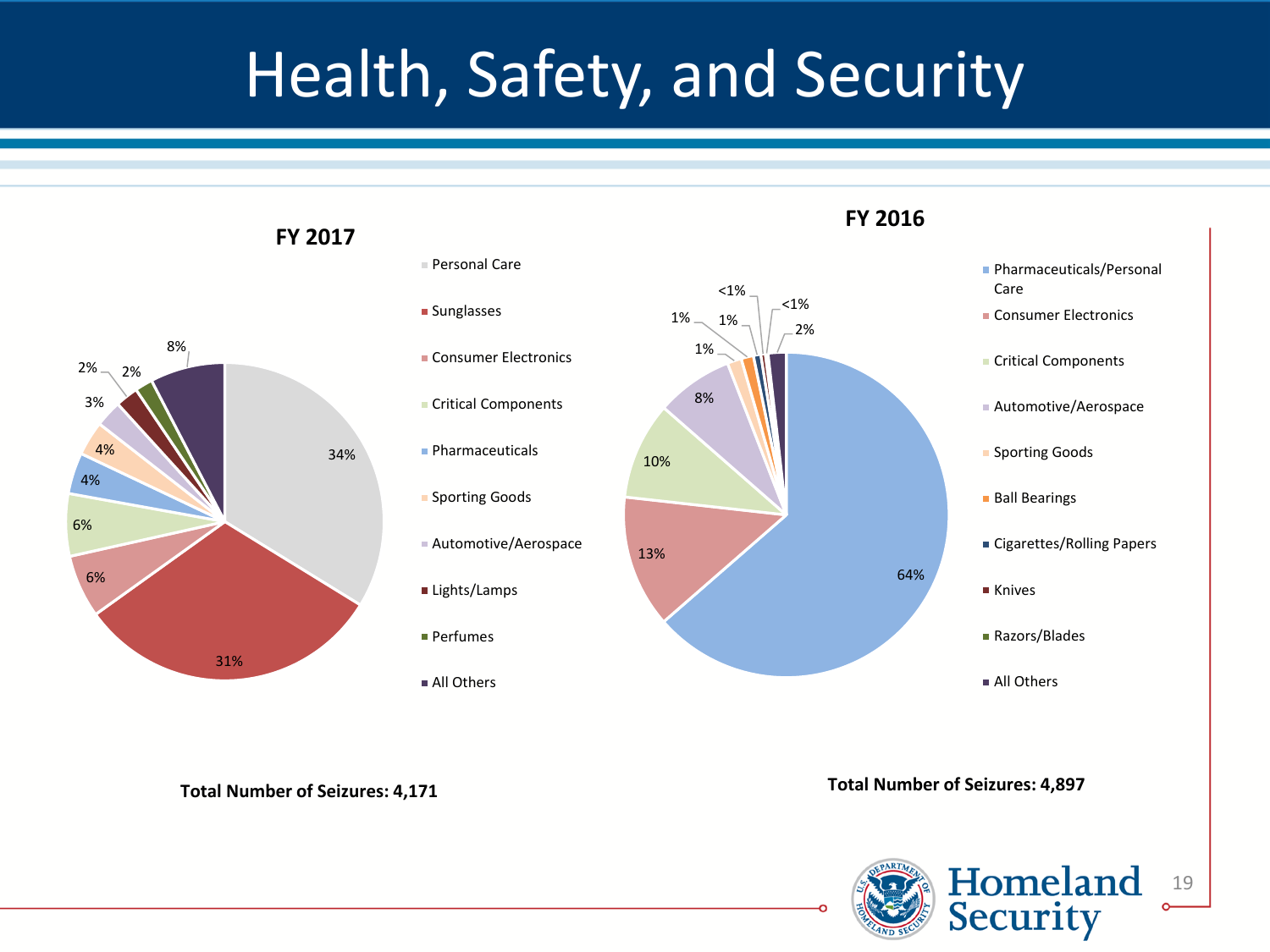# Health, Safety, and Security

## FY 2017

| Category | Share |
|---|---|
| Personal Care | 34% |
| Sunglasses | 31% |
| Consumer Electronics | 6% |
| Critical Components | 6% |
| Pharmaceuticals | 4% |
| Sporting Goods | 4% |
| Automotive/Aerospace | 3% |
| Lights/Lamps | 2% |
| Perfumes | 2% |
| All Others | 8% |

**Total Number of Seizures: 4,171**

## FY 2016

| Category | Share |
|---|---|
| Pharmaceuticals/Personal Care | 64% |
| Consumer Electronics | 13% |
| Critical Components | 10% |
| Automotive/Aerospace | 8% |
| Sporting Goods | 1% |
| Ball Bearings | 1% |
| Cigarettes/Rolling Papers | 1% |
| Knives | <1% |
| Razors/Blades | <1% |
| All Others | 2% |

**Total Number of Seizures: 4,897**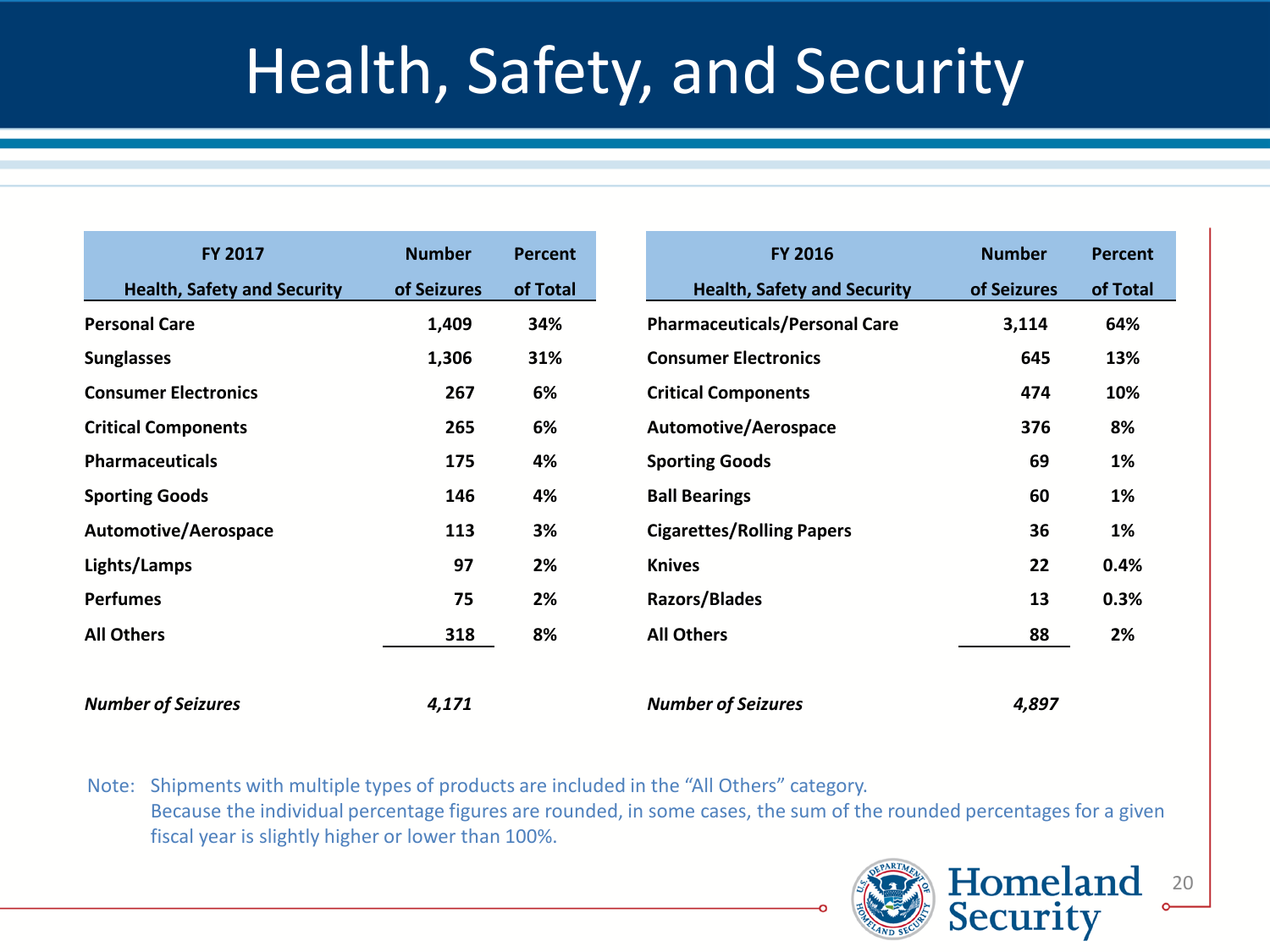# Health, Safety, and Security

| FY 2017 Health, Safety and Security | Number of Seizures | Percent of Total |
|---|---|---|
| **Personal Care** | 1,409 | 34% |
| **Sunglasses** | 1,306 | 31% |
| **Consumer Electronics** | 267 | 6% |
| **Critical Components** | 265 | 6% |
| **Pharmaceuticals** | 175 | 4% |
| **Sporting Goods** | 146 | 4% |
| **Automotive/Aerospace** | 113 | 3% |
| **Lights/Lamps** | 97 | 2% |
| **Perfumes** | 75 | 2% |
| **All Others** | 318 | 8% |
| ***Number of Seizures*** | *4,171* | |

| FY 2016 Health, Safety and Security | Number of Seizures | Percent of Total |
|---|---|---|
| **Pharmaceuticals/Personal Care** | 3,114 | 64% |
| **Consumer Electronics** | 645 | 13% |
| **Critical Components** | 474 | 10% |
| **Automotive/Aerospace** | 376 | 8% |
| **Sporting Goods** | 69 | 1% |
| **Ball Bearings** | 60 | 1% |
| **Cigarettes/Rolling Papers** | 36 | 1% |
| **Knives** | 22 | 0.4% |
| **Razors/Blades** | 13 | 0.3% |
| **All Others** | 88 | 2% |
| ***Number of Seizures*** | *4,897* | |

Note: Shipments with multiple types of products are included in the “All Others” category.
Because the individual percentage figures are rounded, in some cases, the sum of the rounded percentages for a given fiscal year is slightly higher or lower than 100%.

Homeland Security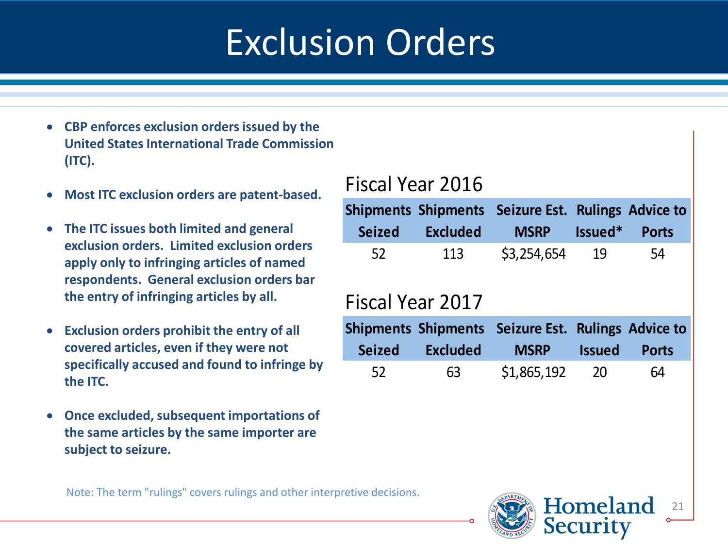# Exclusion Orders

- **CBP enforces exclusion orders issued by the United States International Trade Commission (ITC).**
- **Most ITC exclusion orders are patent-based.**
- **The ITC issues both limited and general exclusion orders. Limited exclusion orders apply only to infringing articles of named respondents. General exclusion orders bar the entry of infringing articles by all.**
- **Exclusion orders prohibit the entry of all covered articles, even if they were not specifically accused and found to infringe by the ITC.**
- **Once excluded, subsequent importations of the same articles by the same importer are subject to seizure.**

## Fiscal Year 2016

| Shipments Seized | Shipments Excluded | Seizure Est. MSRP | Rulings Issued* | Advice to Ports |
|---|---|---|---|---|
| 52 | 113 | $3,254,654 | 19 | 54 |

## Fiscal Year 2017

| Shipments Seized | Shipments Excluded | Seizure Est. MSRP | Rulings Issued | Advice to Ports |
|---|---|---|---|---|
| 52 | 63 | $1,865,192 | 20 | 64 |

Note: The term "rulings" covers rulings and other interpretive decisions.

Homeland Security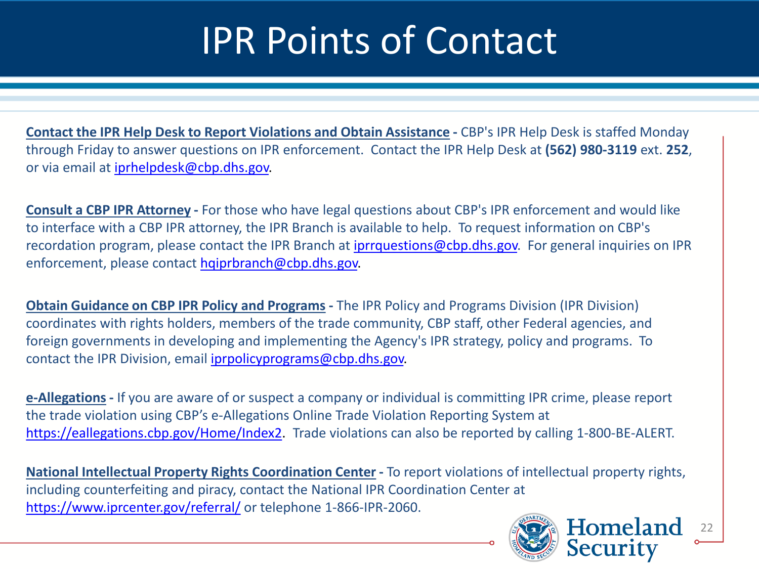# IPR Points of Contact

**Contact the IPR Help Desk to Report Violations and Obtain Assistance -** CBP's IPR Help Desk is staffed Monday through Friday to answer questions on IPR enforcement. Contact the IPR Help Desk at **(562) 980-3119** ext. **252**, or via email at iprhelpdesk@cbp.dhs.gov.

**Consult a CBP IPR Attorney -** For those who have legal questions about CBP's IPR enforcement and would like to interface with a CBP IPR attorney, the IPR Branch is available to help. To request information on CBP's recordation program, please contact the IPR Branch at iprrquestions@cbp.dhs.gov. For general inquiries on IPR enforcement, please contact hqiprbranch@cbp.dhs.gov.

**Obtain Guidance on CBP IPR Policy and Programs -** The IPR Policy and Programs Division (IPR Division) coordinates with rights holders, members of the trade community, CBP staff, other Federal agencies, and foreign governments in developing and implementing the Agency's IPR strategy, policy and programs. To contact the IPR Division, email iprpolicyprograms@cbp.dhs.gov.

**e-Allegations -** If you are aware of or suspect a company or individual is committing IPR crime, please report the trade violation using CBP's e-Allegations Online Trade Violation Reporting System at https://eallegations.cbp.gov/Home/Index2. Trade violations can also be reported by calling 1-800-BE-ALERT.

**National Intellectual Property Rights Coordination Center -** To report violations of intellectual property rights, including counterfeiting and piracy, contact the National IPR Coordination Center at https://www.iprcenter.gov/referral/ or telephone 1-866-IPR-2060.

Homeland Security